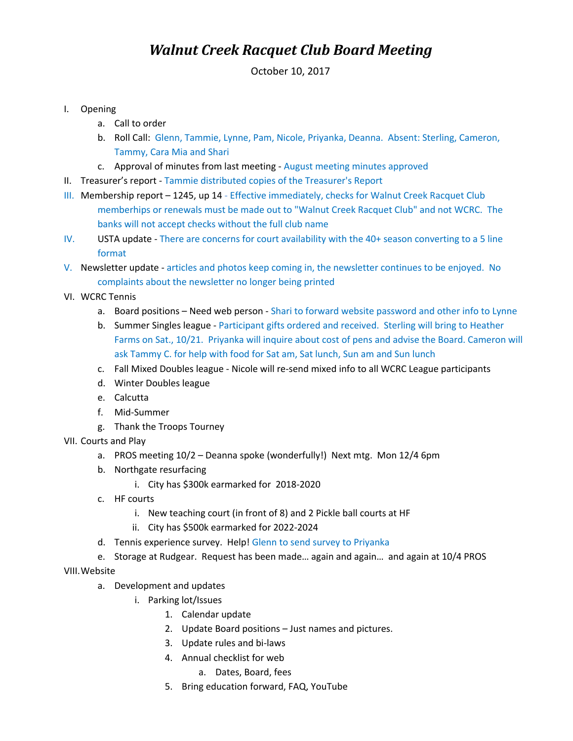# *Walnut Creek Racquet Club Board Meeting*

October 10, 2017

I. Opening
   a. Call to order
   b. Roll Call: Glenn, Tammie, Lynne, Pam, Nicole, Priyanka, Deanna. Absent: Sterling, Cameron, Tammy, Cara Mia and Shari
   c. Approval of minutes from last meeting - August meeting minutes approved

II. Treasurer's report - Tammie distributed copies of the Treasurer's Report

III. Membership report – 1245, up 14 - Effective immediately, checks for Walnut Creek Racquet Club memberhips or renewals must be made out to "Walnut Creek Racquet Club" and not WCRC. The banks will not accept checks without the full club name

IV. USTA update - There are concerns for court availability with the 40+ season converting to a 5 line format

V. Newsletter update - articles and photos keep coming in, the newsletter continues to be enjoyed. No complaints about the newsletter no longer being printed

VI. WCRC Tennis
   a. Board positions – Need web person - Shari to forward website password and other info to Lynne
   b. Summer Singles league - Participant gifts ordered and received. Sterling will bring to Heather Farms on Sat., 10/21. Priyanka will inquire about cost of pens and advise the Board. Cameron will ask Tammy C. for help with food for Sat am, Sat lunch, Sun am and Sun lunch
   c. Fall Mixed Doubles league - Nicole will re-send mixed info to all WCRC League participants
   d. Winter Doubles league
   e. Calcutta
   f. Mid-Summer
   g. Thank the Troops Tourney

VII. Courts and Play
   a. PROS meeting 10/2 – Deanna spoke (wonderfully!) Next mtg. Mon 12/4 6pm
   b. Northgate resurfacing
      i. City has $300k earmarked for 2018-2020
   c. HF courts
      i. New teaching court (in front of 8) and 2 Pickle ball courts at HF
      ii. City has $500k earmarked for 2022-2024
   d. Tennis experience survey. Help! Glenn to send survey to Priyanka
   e. Storage at Rudgear. Request has been made… again and again… and again at 10/4 PROS

VIII. Website
   a. Development and updates
      i. Parking lot/Issues
         1. Calendar update
         2. Update Board positions – Just names and pictures.
         3. Update rules and bi-laws
         4. Annual checklist for web
            a. Dates, Board, fees
         5. Bring education forward, FAQ, YouTube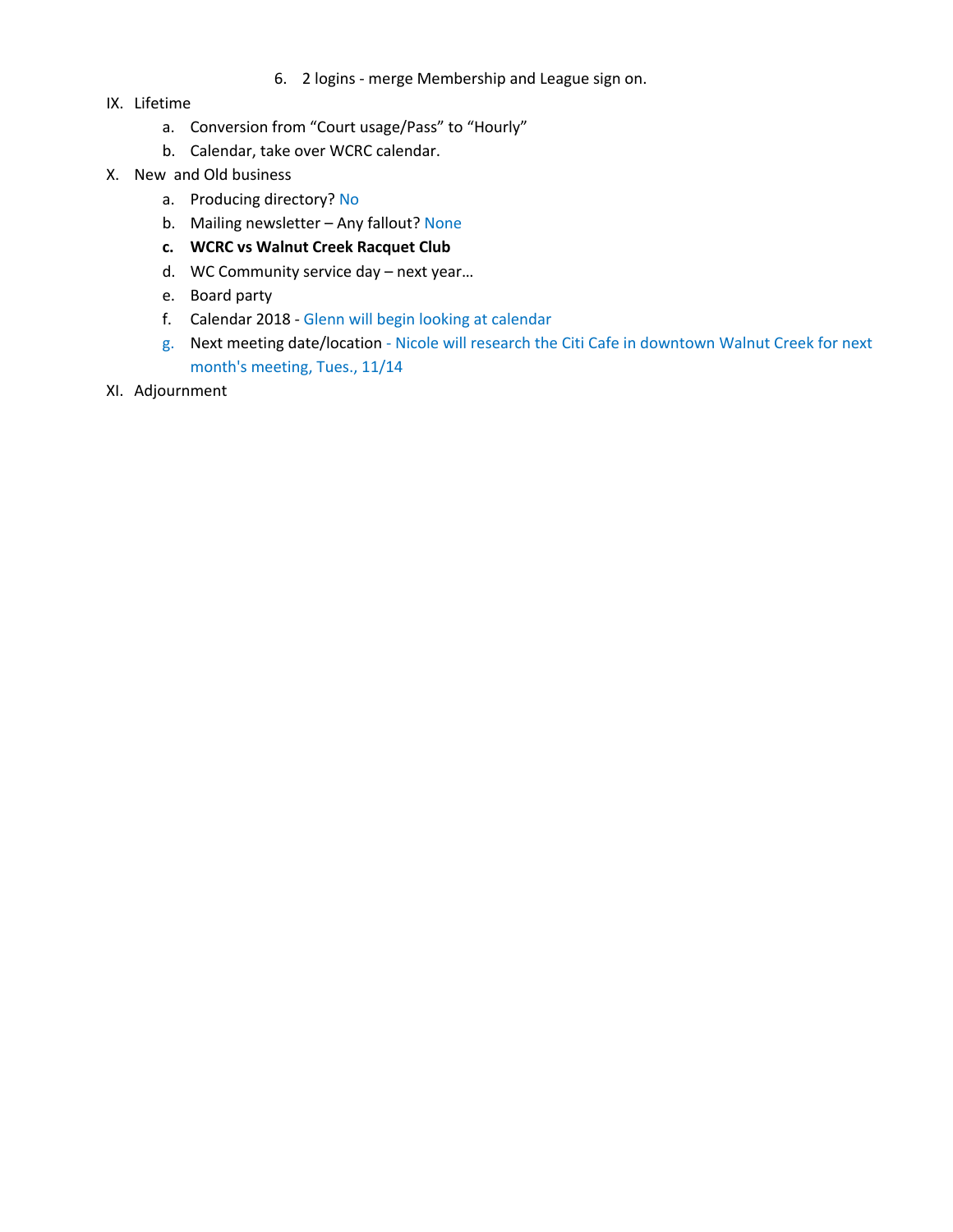6. 2 logins - merge Membership and League sign on.

IX. Lifetime
   a. Conversion from “Court usage/Pass” to “Hourly”
   b. Calendar, take over WCRC calendar.

X. New and Old business
   a. Producing directory? No
   b. Mailing newsletter – Any fallout? None
   c. **WCRC vs Walnut Creek Racquet Club**
   d. WC Community service day – next year…
   e. Board party
   f. Calendar 2018 - Glenn will begin looking at calendar
   g. Next meeting date/location - Nicole will research the Citi Cafe in downtown Walnut Creek for next month's meeting, Tues., 11/14

XI. Adjournment